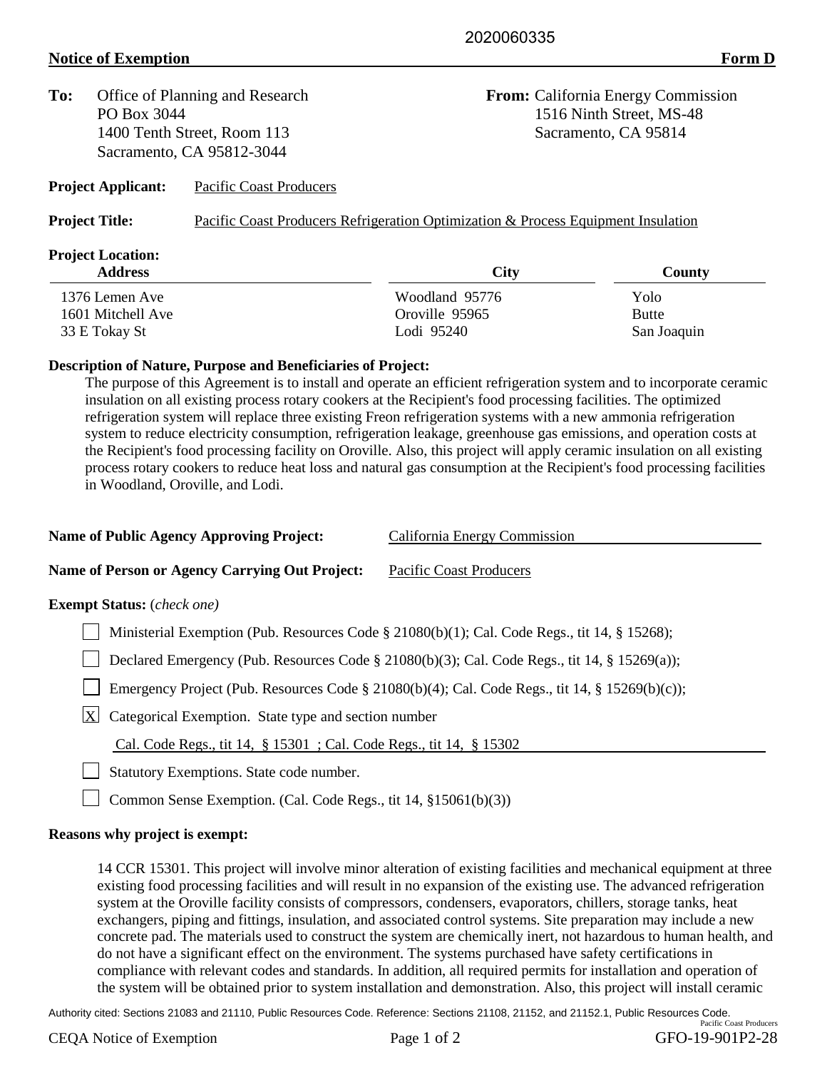2020060335

**Notice of Exemption** **Form D**

**To:** Office of Planning and Research
PO Box 3044
1400 Tenth Street, Room 113
Sacramento, CA 95812-3044

**From:** California Energy Commission
1516 Ninth Street, MS-48
Sacramento, CA 95814

**Project Applicant:** Pacific Coast Producers

**Project Title:** Pacific Coast Producers Refrigeration Optimization & Process Equipment Insulation

**Project Location:**

| Address | City | County |
|---|---|---|
| 1376 Lemen Ave | Woodland 95776 | Yolo |
| 1601 Mitchell Ave | Oroville 95965 | Butte |
| 33 E Tokay St | Lodi 95240 | San Joaquin |

**Description of Nature, Purpose and Beneficiaries of Project:**

The purpose of this Agreement is to install and operate an efficient refrigeration system and to incorporate ceramic insulation on all existing process rotary cookers at the Recipient's food processing facilities. The optimized refrigeration system will replace three existing Freon refrigeration systems with a new ammonia refrigeration system to reduce electricity consumption, refrigeration leakage, greenhouse gas emissions, and operation costs at the Recipient's food processing facility on Oroville. Also, this project will apply ceramic insulation on all existing process rotary cookers to reduce heat loss and natural gas consumption at the Recipient's food processing facilities in Woodland, Oroville, and Lodi.

**Name of Public Agency Approving Project:** California Energy Commission

**Name of Person or Agency Carrying Out Project:** Pacific Coast Producers

**Exempt Status:** (*check one*)

- [ ] Ministerial Exemption (Pub. Resources Code § 21080(b)(1); Cal. Code Regs., tit 14, § 15268);
- [ ] Declared Emergency (Pub. Resources Code § 21080(b)(3); Cal. Code Regs., tit 14, § 15269(a));
- [ ] Emergency Project (Pub. Resources Code § 21080(b)(4); Cal. Code Regs., tit 14, § 15269(b)(c));
- [X] Categorical Exemption. State type and section number
  Cal. Code Regs., tit 14, § 15301 ; Cal. Code Regs., tit 14, § 15302
- [ ] Statutory Exemptions. State code number.
- [ ] Common Sense Exemption. (Cal. Code Regs., tit 14, §15061(b)(3))

**Reasons why project is exempt:**

14 CCR 15301. This project will involve minor alteration of existing facilities and mechanical equipment at three existing food processing facilities and will result in no expansion of the existing use. The advanced refrigeration system at the Oroville facility consists of compressors, condensers, evaporators, chillers, storage tanks, heat exchangers, piping and fittings, insulation, and associated control systems. Site preparation may include a new concrete pad. The materials used to construct the system are chemically inert, not hazardous to human health, and do not have a significant effect on the environment. The systems purchased have safety certifications in compliance with relevant codes and standards. In addition, all required permits for installation and operation of the system will be obtained prior to system installation and demonstration. Also, this project will install ceramic

Authority cited: Sections 21083 and 21110, Public Resources Code. Reference: Sections 21108, 21152, and 21152.1, Public Resources Code.

Pacific Coast Producers

CEQA Notice of Exemption GFO-19-901P2-28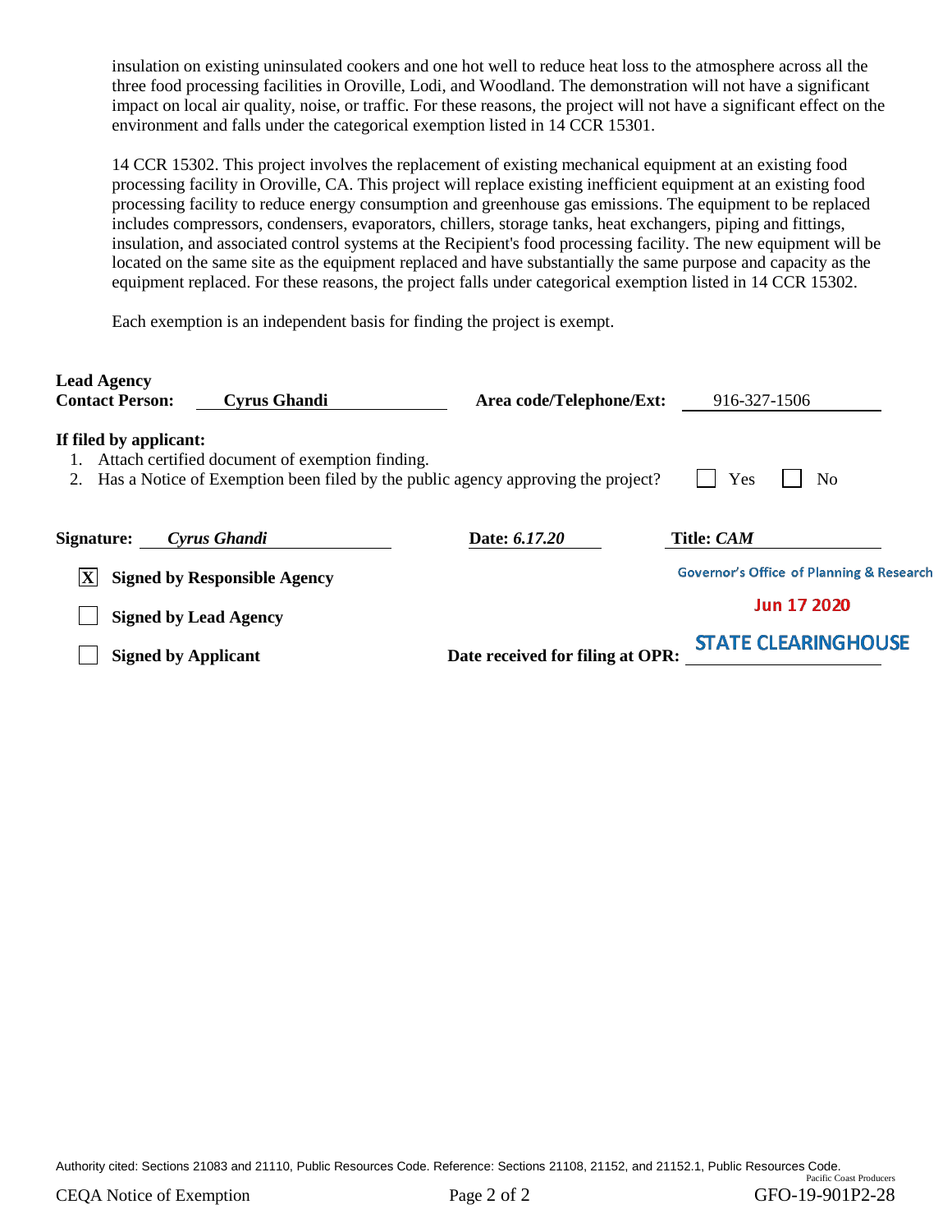insulation on existing uninsulated cookers and one hot well to reduce heat loss to the atmosphere across all the three food processing facilities in Oroville, Lodi, and Woodland. The demonstration will not have a significant impact on local air quality, noise, or traffic. For these reasons, the project will not have a significant effect on the environment and falls under the categorical exemption listed in 14 CCR 15301.

14 CCR 15302. This project involves the replacement of existing mechanical equipment at an existing food processing facility in Oroville, CA. This project will replace existing inefficient equipment at an existing food processing facility to reduce energy consumption and greenhouse gas emissions. The equipment to be replaced includes compressors, condensers, evaporators, chillers, storage tanks, heat exchangers, piping and fittings, insulation, and associated control systems at the Recipient's food processing facility. The new equipment will be located on the same site as the equipment replaced and have substantially the same purpose and capacity as the equipment replaced. For these reasons, the project falls under categorical exemption listed in 14 CCR 15302.

Each exemption is an independent basis for finding the project is exempt.

**Lead Agency**
**Contact Person:** **Cyrus Ghandi** **Area code/Telephone/Ext:** 916-327-1506

**If filed by applicant:**

1. Attach certified document of exemption finding.
2. Has a Notice of Exemption been filed by the public agency approving the project? ☐ Yes ☐ No

**Signature:** *Cyrus Ghandi* **Date:** *6.17.20* **Title:** *CAM*

[X] **Signed by Responsible Agency**

☐ **Signed by Lead Agency**

☐ **Signed by Applicant**

**Date received for filing at OPR:** Governor's Office of Planning & Research Jun 17 2020 STATE CLEARINGHOUSE

Authority cited: Sections 21083 and 21110, Public Resources Code. Reference: Sections 21108, 21152, and 21152.1, Public Resources Code.

CEQA Notice of Exemption

Pacific Coast Producers
GFO-19-901P2-28